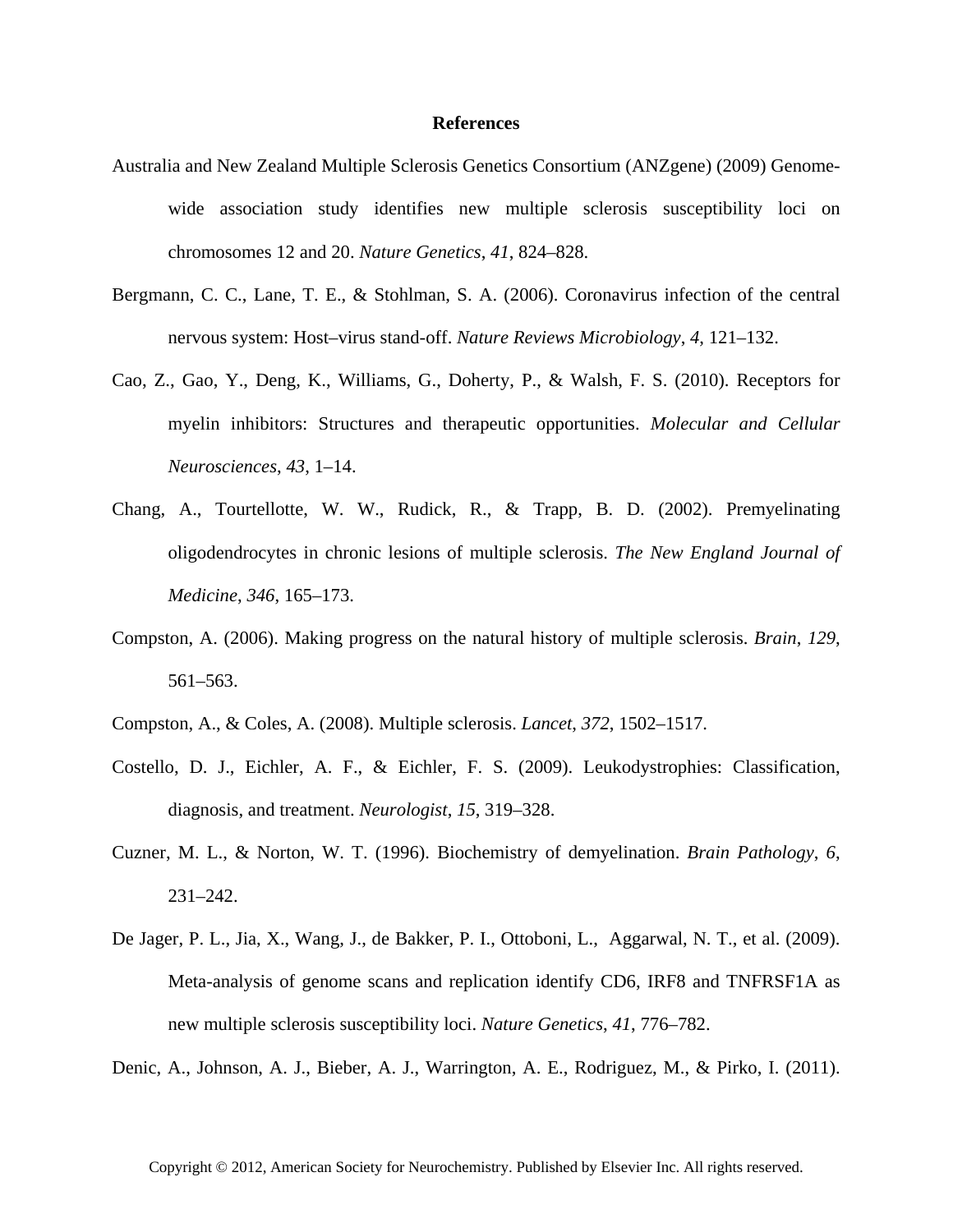# References

Australia and New Zealand Multiple Sclerosis Genetics Consortium (ANZgene) (2009) Genome-wide association study identifies new multiple sclerosis susceptibility loci on chromosomes 12 and 20. *Nature Genetics*, *41*, 824–828.

Bergmann, C. C., Lane, T. E., & Stohlman, S. A. (2006). Coronavirus infection of the central nervous system: Host–virus stand-off. *Nature Reviews Microbiology*, *4*, 121–132.

Cao, Z., Gao, Y., Deng, K., Williams, G., Doherty, P., & Walsh, F. S. (2010). Receptors for myelin inhibitors: Structures and therapeutic opportunities. *Molecular and Cellular Neurosciences*, *43*, 1–14.

Chang, A., Tourtellotte, W. W., Rudick, R., & Trapp, B. D. (2002). Premyelinating oligodendrocytes in chronic lesions of multiple sclerosis. *The New England Journal of Medicine*, *346*, 165–173.

Compston, A. (2006). Making progress on the natural history of multiple sclerosis. *Brain*, *129*, 561–563.

Compston, A., & Coles, A. (2008). Multiple sclerosis. *Lancet*, *372*, 1502–1517.

Costello, D. J., Eichler, A. F., & Eichler, F. S. (2009). Leukodystrophies: Classification, diagnosis, and treatment. *Neurologist*, *15*, 319–328.

Cuzner, M. L., & Norton, W. T. (1996). Biochemistry of demyelination. *Brain Pathology*, *6*, 231–242.

De Jager, P. L., Jia, X., Wang, J., de Bakker, P. I., Ottoboni, L., Aggarwal, N. T., et al. (2009). Meta-analysis of genome scans and replication identify CD6, IRF8 and TNFRSF1A as new multiple sclerosis susceptibility loci. *Nature Genetics*, *41*, 776–782.

Denic, A., Johnson, A. J., Bieber, A. J., Warrington, A. E., Rodriguez, M., & Pirko, I. (2011).

Copyright © 2012, American Society for Neurochemistry. Published by Elsevier Inc. All rights reserved.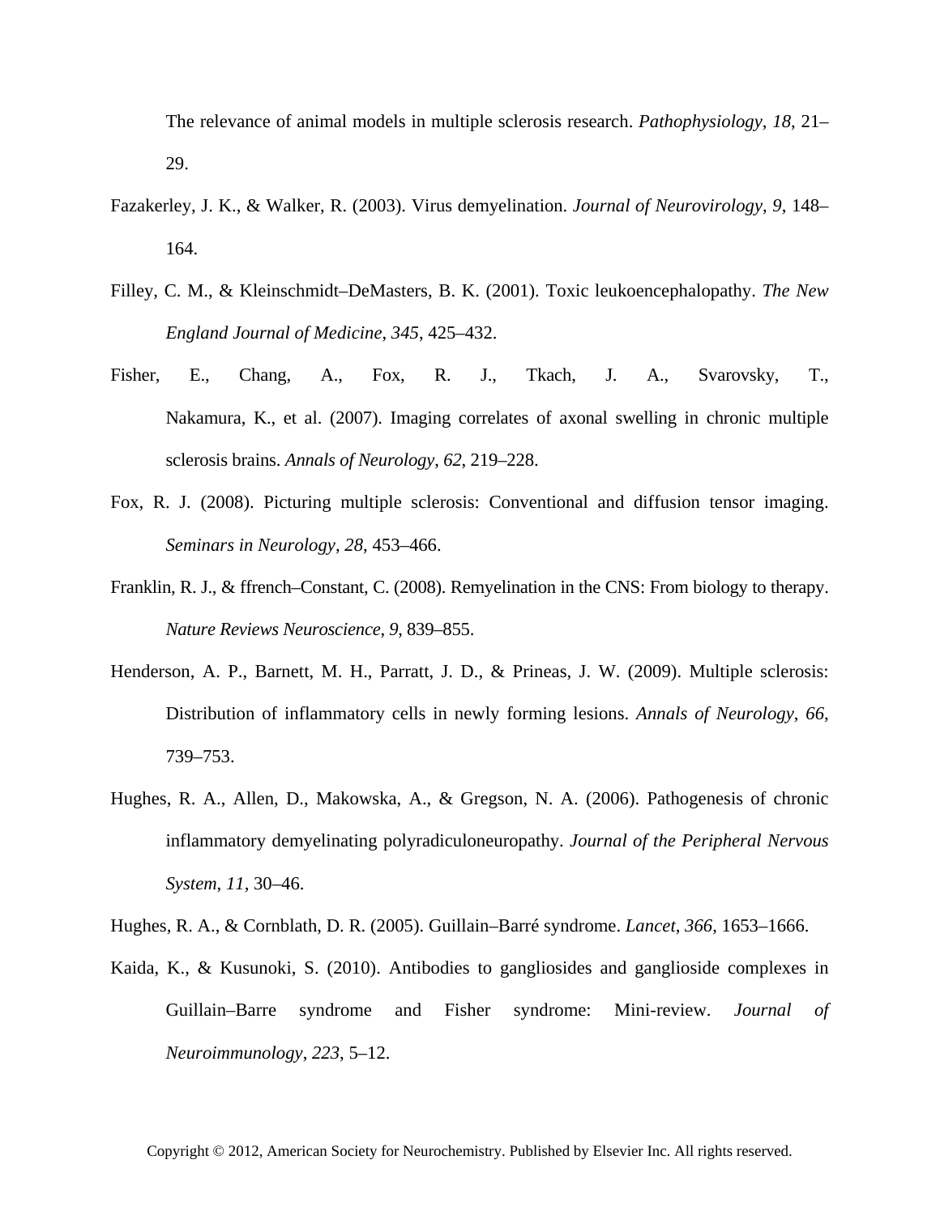The relevance of animal models in multiple sclerosis research. *Pathophysiology*, *18*, 21–29.

Fazakerley, J. K., & Walker, R. (2003). Virus demyelination. *Journal of Neurovirology*, *9*, 148–164.

Filley, C. M., & Kleinschmidt–DeMasters, B. K. (2001). Toxic leukoencephalopathy. *The New England Journal of Medicine*, *345*, 425–432.

Fisher, E., Chang, A., Fox, R. J., Tkach, J. A., Svarovsky, T., Nakamura, K., et al. (2007). Imaging correlates of axonal swelling in chronic multiple sclerosis brains. *Annals of Neurology*, *62*, 219–228.

Fox, R. J. (2008). Picturing multiple sclerosis: Conventional and diffusion tensor imaging. *Seminars in Neurology*, *28*, 453–466.

Franklin, R. J., & ffrench–Constant, C. (2008). Remyelination in the CNS: From biology to therapy. *Nature Reviews Neuroscience, 9,* 839–855.

Henderson, A. P., Barnett, M. H., Parratt, J. D., & Prineas, J. W. (2009). Multiple sclerosis: Distribution of inflammatory cells in newly forming lesions. *Annals of Neurology*, *66*, 739–753.

Hughes, R. A., Allen, D., Makowska, A., & Gregson, N. A. (2006). Pathogenesis of chronic inflammatory demyelinating polyradiculoneuropathy. *Journal of the Peripheral Nervous System*, *11*, 30–46.

Hughes, R. A., & Cornblath, D. R. (2005). Guillain–Barré syndrome. *Lancet*, *366*, 1653–1666.

Kaida, K., & Kusunoki, S. (2010). Antibodies to gangliosides and ganglioside complexes in Guillain–Barre syndrome and Fisher syndrome: Mini-review. *Journal of Neuroimmunology*, *223*, 5–12.

Copyright © 2012, American Society for Neurochemistry. Published by Elsevier Inc. All rights reserved.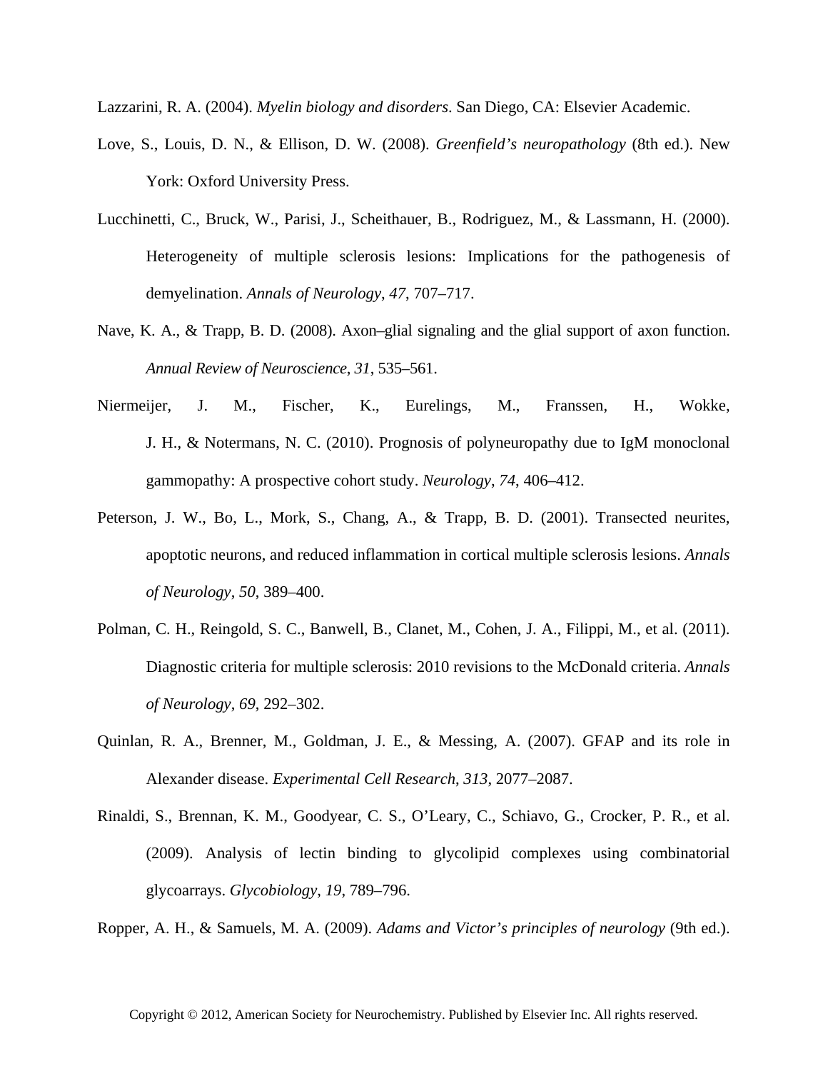Lazzarini, R. A. (2004). *Myelin biology and disorders*. San Diego, CA: Elsevier Academic.

Love, S., Louis, D. N., & Ellison, D. W. (2008). *Greenfield's neuropathology* (8th ed.). New York: Oxford University Press.

Lucchinetti, C., Bruck, W., Parisi, J., Scheithauer, B., Rodriguez, M., & Lassmann, H. (2000). Heterogeneity of multiple sclerosis lesions: Implications for the pathogenesis of demyelination. *Annals of Neurology*, *47*, 707–717.

Nave, K. A., & Trapp, B. D. (2008). Axon–glial signaling and the glial support of axon function. *Annual Review of Neuroscience*, *31*, 535–561.

Niermeijer, J. M., Fischer, K., Eurelings, M., Franssen, H., Wokke, J. H., & Notermans, N. C. (2010). Prognosis of polyneuropathy due to IgM monoclonal gammopathy: A prospective cohort study. *Neurology*, *74*, 406–412.

Peterson, J. W., Bo, L., Mork, S., Chang, A., & Trapp, B. D. (2001). Transected neurites, apoptotic neurons, and reduced inflammation in cortical multiple sclerosis lesions. *Annals of Neurology*, *50*, 389–400.

Polman, C. H., Reingold, S. C., Banwell, B., Clanet, M., Cohen, J. A., Filippi, M., et al. (2011). Diagnostic criteria for multiple sclerosis: 2010 revisions to the McDonald criteria. *Annals of Neurology*, *69*, 292–302.

Quinlan, R. A., Brenner, M., Goldman, J. E., & Messing, A. (2007). GFAP and its role in Alexander disease. *Experimental Cell Research*, *313*, 2077–2087.

Rinaldi, S., Brennan, K. M., Goodyear, C. S., O'Leary, C., Schiavo, G., Crocker, P. R., et al. (2009). Analysis of lectin binding to glycolipid complexes using combinatorial glycoarrays. *Glycobiology*, *19*, 789–796.

Ropper, A. H., & Samuels, M. A. (2009). *Adams and Victor's principles of neurology* (9th ed.).

Copyright © 2012, American Society for Neurochemistry. Published by Elsevier Inc. All rights reserved.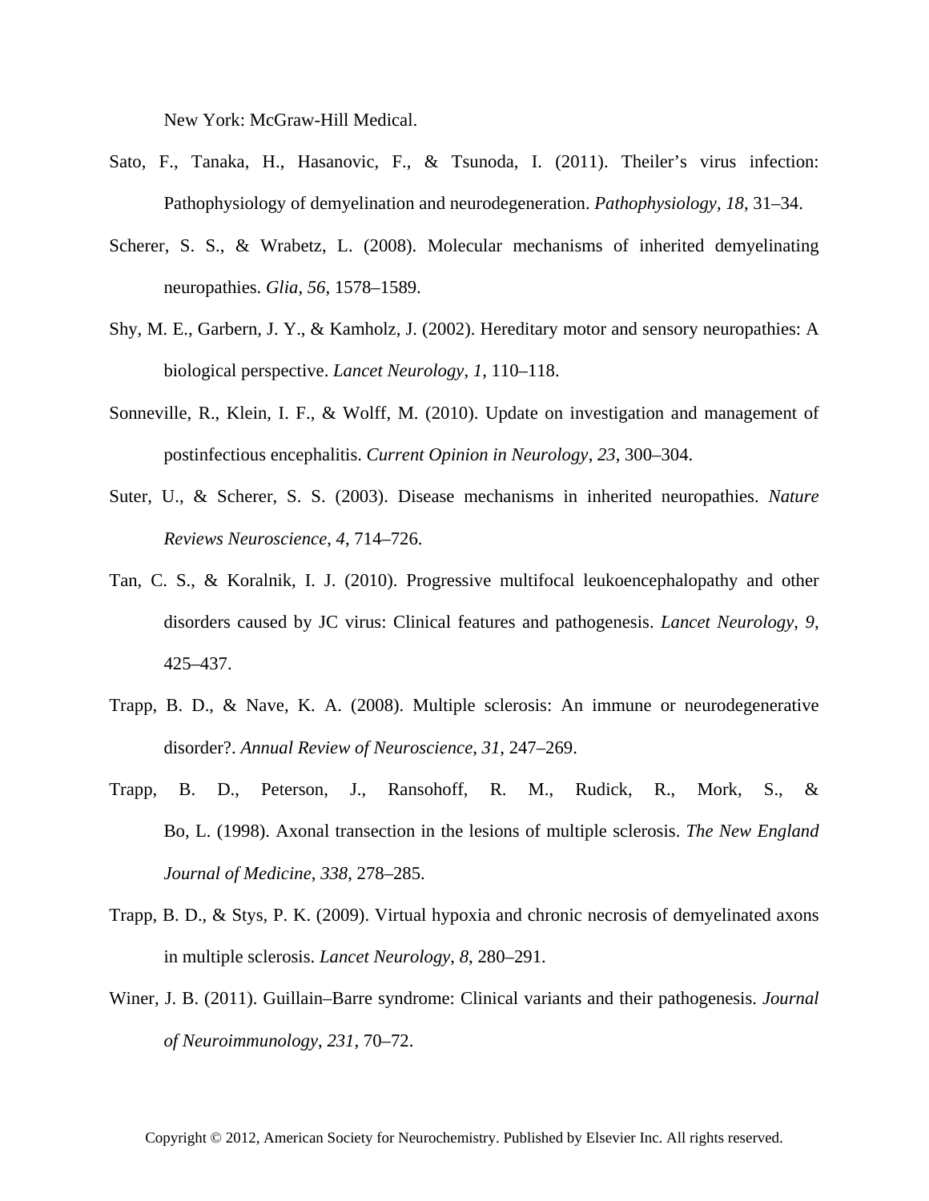New York: McGraw-Hill Medical.

Sato, F., Tanaka, H., Hasanovic, F., & Tsunoda, I. (2011). Theiler's virus infection: Pathophysiology of demyelination and neurodegeneration. *Pathophysiology*, *18*, 31–34.

Scherer, S. S., & Wrabetz, L. (2008). Molecular mechanisms of inherited demyelinating neuropathies. *Glia*, *56*, 1578–1589.

Shy, M. E., Garbern, J. Y., & Kamholz, J. (2002). Hereditary motor and sensory neuropathies: A biological perspective. *Lancet Neurology*, *1*, 110–118.

Sonneville, R., Klein, I. F., & Wolff, M. (2010). Update on investigation and management of postinfectious encephalitis. *Current Opinion in Neurology*, *23*, 300–304.

Suter, U., & Scherer, S. S. (2003). Disease mechanisms in inherited neuropathies. *Nature Reviews Neuroscience*, *4*, 714–726.

Tan, C. S., & Koralnik, I. J. (2010). Progressive multifocal leukoencephalopathy and other disorders caused by JC virus: Clinical features and pathogenesis. *Lancet Neurology*, *9*, 425–437.

Trapp, B. D., & Nave, K. A. (2008). Multiple sclerosis: An immune or neurodegenerative disorder?. *Annual Review of Neuroscience*, *31*, 247–269.

Trapp, B. D., Peterson, J., Ransohoff, R. M., Rudick, R., Mork, S., & Bo, L. (1998). Axonal transection in the lesions of multiple sclerosis. *The New England Journal of Medicine*, *338*, 278–285.

Trapp, B. D., & Stys, P. K. (2009). Virtual hypoxia and chronic necrosis of demyelinated axons in multiple sclerosis. *Lancet Neurology*, *8*, 280–291.

Winer, J. B. (2011). Guillain–Barre syndrome: Clinical variants and their pathogenesis. *Journal of Neuroimmunology*, *231*, 70–72.

Copyright © 2012, American Society for Neurochemistry. Published by Elsevier Inc. All rights reserved.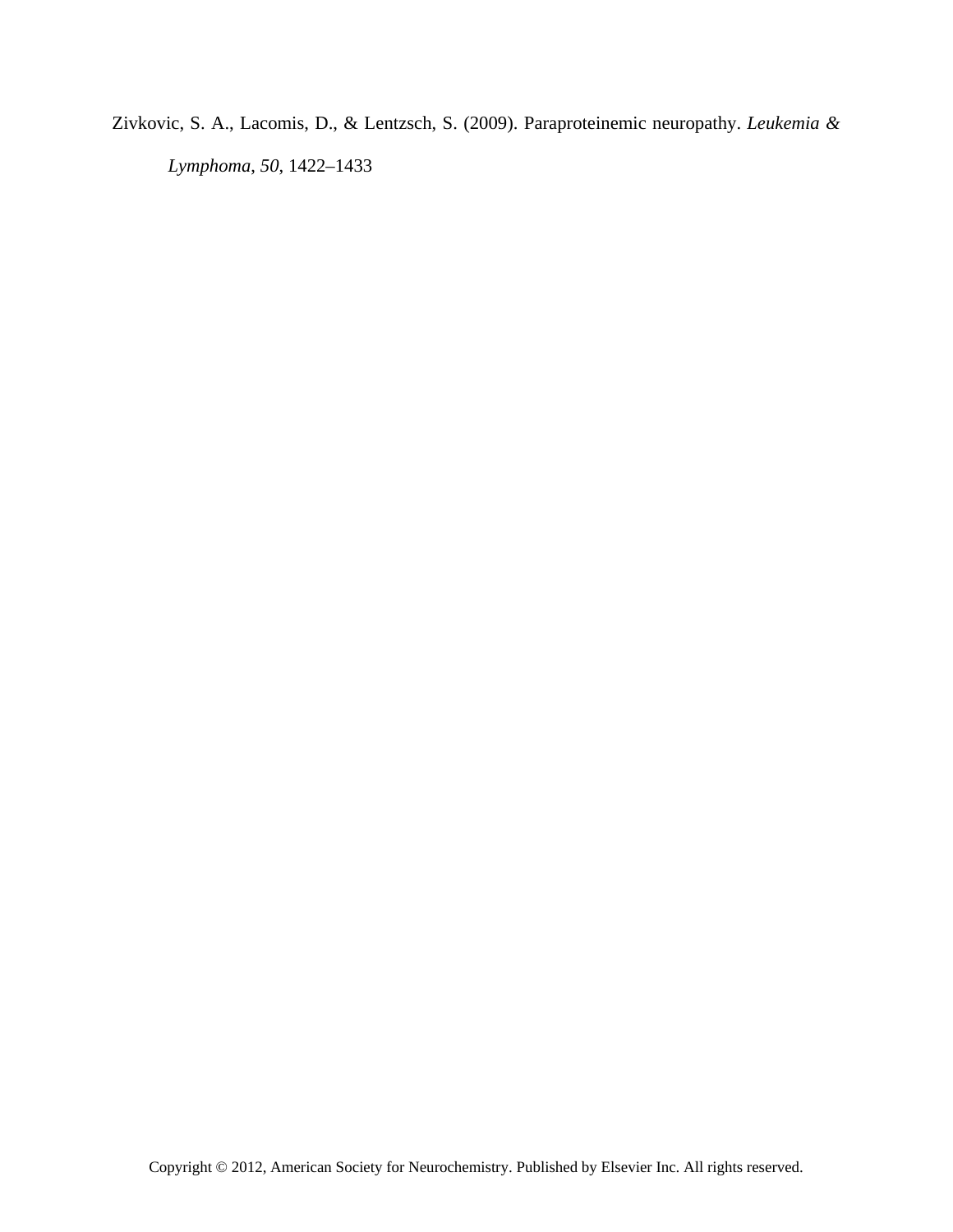Zivkovic, S. A., Lacomis, D., & Lentzsch, S. (2009). Paraproteinemic neuropathy. *Leukemia & Lymphoma*, *50*, 1422–1433

Copyright © 2012, American Society for Neurochemistry. Published by Elsevier Inc. All rights reserved.